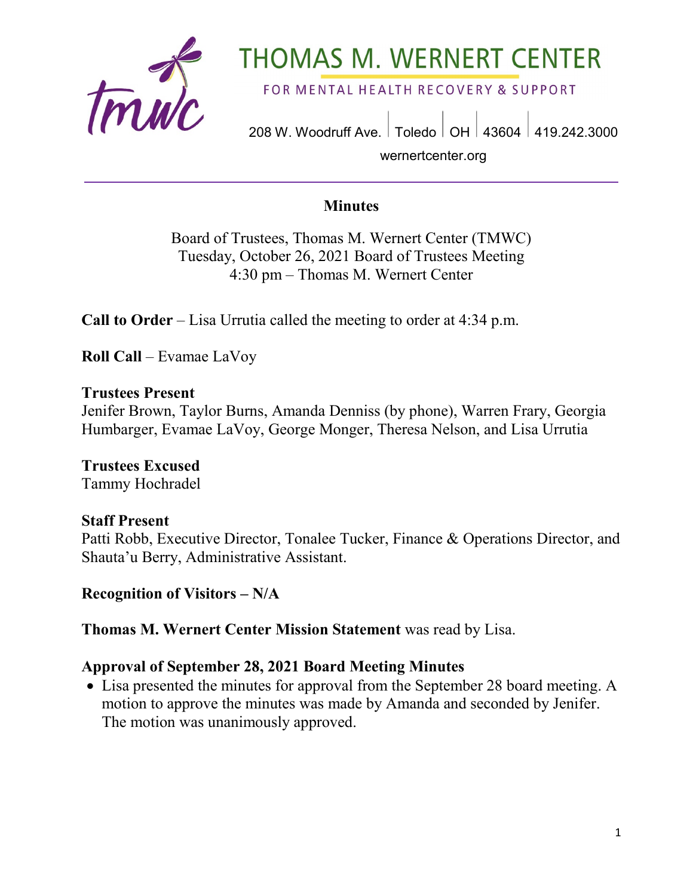# THOMAS M. WERNERT CENTER

FOR MENTAL HEALTH RECOVERY & SUPPORT

208 W. Woodruff Ave. | Toledo | OH | 43604 | 419.242.3000

wernertcenter.org

## Minutes

Board of Trustees, Thomas M. Wernert Center (TMWC)
Tuesday, October 26, 2021 Board of Trustees Meeting
4:30 pm – Thomas M. Wernert Center

**Call to Order** – Lisa Urrutia called the meeting to order at 4:34 p.m.

**Roll Call** – Evamae LaVoy

**Trustees Present**
Jenifer Brown, Taylor Burns, Amanda Denniss (by phone), Warren Frary, Georgia Humbarger, Evamae LaVoy, George Monger, Theresa Nelson, and Lisa Urrutia

**Trustees Excused**
Tammy Hochradel

**Staff Present**
Patti Robb, Executive Director, Tonalee Tucker, Finance & Operations Director, and Shauta'u Berry, Administrative Assistant.

**Recognition of Visitors – N/A**

**Thomas M. Wernert Center Mission Statement** was read by Lisa.

**Approval of September 28, 2021 Board Meeting Minutes**

- Lisa presented the minutes for approval from the September 28 board meeting. A motion to approve the minutes was made by Amanda and seconded by Jenifer. The motion was unanimously approved.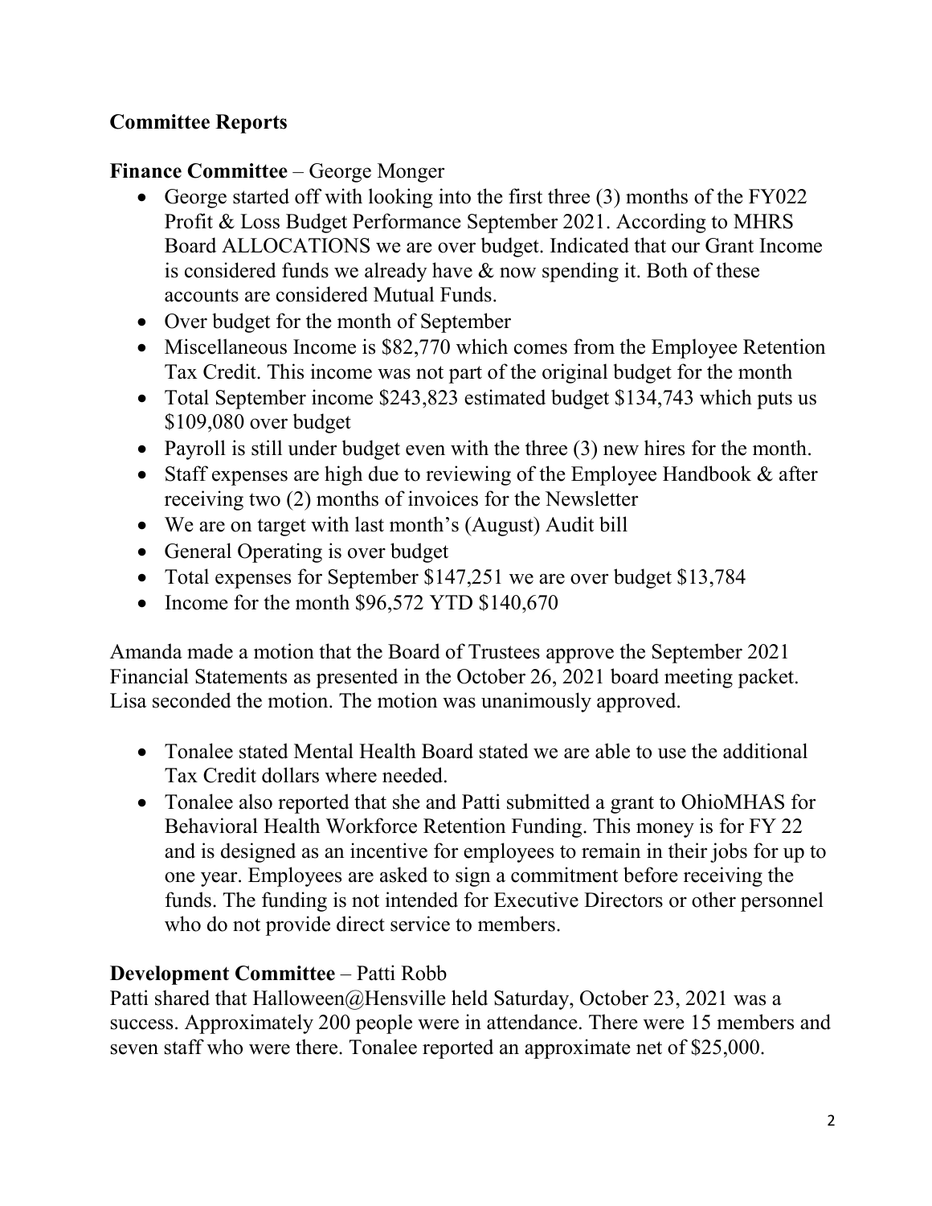## Committee Reports

**Finance Committee** – George Monger

- George started off with looking into the first three (3) months of the FY022 Profit & Loss Budget Performance September 2021. According to MHRS Board ALLOCATIONS we are over budget. Indicated that our Grant Income is considered funds we already have & now spending it. Both of these accounts are considered Mutual Funds.
- Over budget for the month of September
- Miscellaneous Income is $82,770 which comes from the Employee Retention Tax Credit. This income was not part of the original budget for the month
- Total September income $243,823 estimated budget $134,743 which puts us $109,080 over budget
- Payroll is still under budget even with the three (3) new hires for the month.
- Staff expenses are high due to reviewing of the Employee Handbook & after receiving two (2) months of invoices for the Newsletter
- We are on target with last month's (August) Audit bill
- General Operating is over budget
- Total expenses for September $147,251 we are over budget $13,784
- Income for the month $96,572 YTD $140,670

Amanda made a motion that the Board of Trustees approve the September 2021 Financial Statements as presented in the October 26, 2021 board meeting packet. Lisa seconded the motion. The motion was unanimously approved.

- Tonalee stated Mental Health Board stated we are able to use the additional Tax Credit dollars where needed.
- Tonalee also reported that she and Patti submitted a grant to OhioMHAS for Behavioral Health Workforce Retention Funding. This money is for FY 22 and is designed as an incentive for employees to remain in their jobs for up to one year. Employees are asked to sign a commitment before receiving the funds. The funding is not intended for Executive Directors or other personnel who do not provide direct service to members.

**Development Committee** – Patti Robb

Patti shared that Halloween@Hensville held Saturday, October 23, 2021 was a success. Approximately 200 people were in attendance. There were 15 members and seven staff who were there. Tonalee reported an approximate net of $25,000.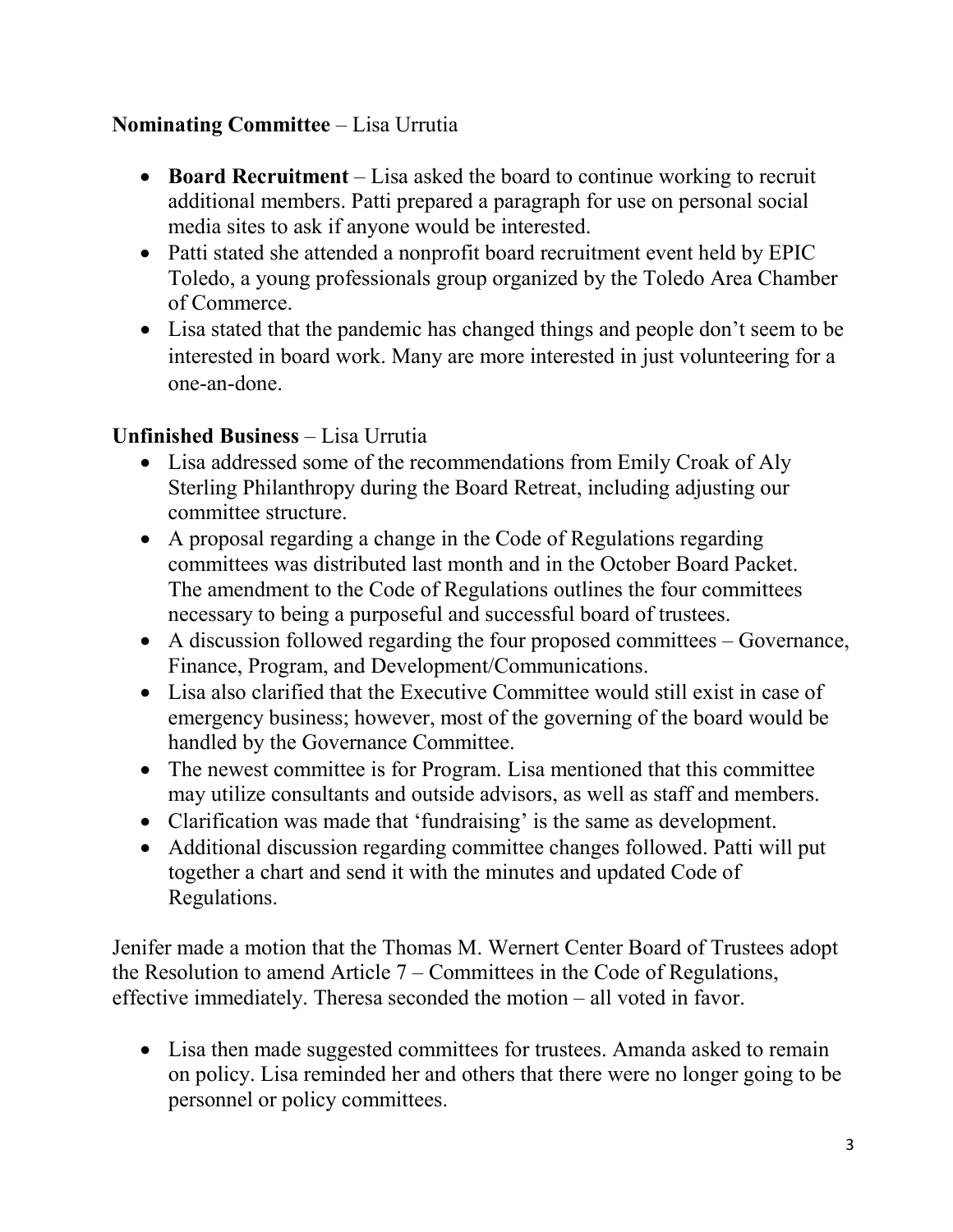**Nominating Committee** – Lisa Urrutia

- **Board Recruitment** – Lisa asked the board to continue working to recruit additional members. Patti prepared a paragraph for use on personal social media sites to ask if anyone would be interested.
- Patti stated she attended a nonprofit board recruitment event held by EPIC Toledo, a young professionals group organized by the Toledo Area Chamber of Commerce.
- Lisa stated that the pandemic has changed things and people don't seem to be interested in board work. Many are more interested in just volunteering for a one-an-done.

**Unfinished Business** – Lisa Urrutia

- Lisa addressed some of the recommendations from Emily Croak of Aly Sterling Philanthropy during the Board Retreat, including adjusting our committee structure.
- A proposal regarding a change in the Code of Regulations regarding committees was distributed last month and in the October Board Packet. The amendment to the Code of Regulations outlines the four committees necessary to being a purposeful and successful board of trustees.
- A discussion followed regarding the four proposed committees – Governance, Finance, Program, and Development/Communications.
- Lisa also clarified that the Executive Committee would still exist in case of emergency business; however, most of the governing of the board would be handled by the Governance Committee.
- The newest committee is for Program. Lisa mentioned that this committee may utilize consultants and outside advisors, as well as staff and members.
- Clarification was made that 'fundraising' is the same as development.
- Additional discussion regarding committee changes followed. Patti will put together a chart and send it with the minutes and updated Code of Regulations.

Jenifer made a motion that the Thomas M. Wernert Center Board of Trustees adopt the Resolution to amend Article 7 – Committees in the Code of Regulations, effective immediately. Theresa seconded the motion – all voted in favor.

- Lisa then made suggested committees for trustees. Amanda asked to remain on policy. Lisa reminded her and others that there were no longer going to be personnel or policy committees.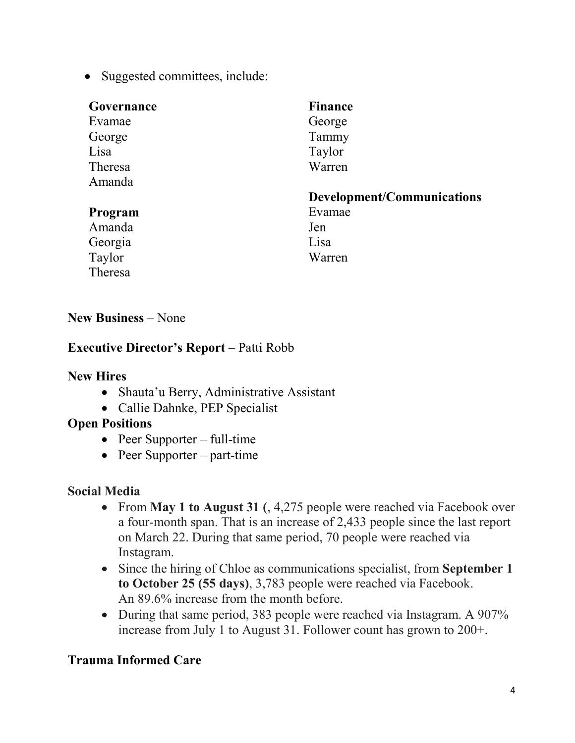- Suggested committees, include:

**Governance**
Evamae
George
Lisa
Theresa
Amanda

**Program**
Amanda
Georgia
Taylor
Theresa

**Finance**
George
Tammy
Taylor
Warren

**Development/Communications**
Evamae
Jen
Lisa
Warren

**New Business** – None

**Executive Director's Report** – Patti Robb

**New Hires**

- Shauta'u Berry, Administrative Assistant
- Callie Dahnke, PEP Specialist

**Open Positions**

- Peer Supporter – full-time
- Peer Supporter – part-time

**Social Media**

- From **May 1 to August 31 (**, 4,275 people were reached via Facebook over a four-month span. That is an increase of 2,433 people since the last report on March 22. During that same period, 70 people were reached via Instagram.
- Since the hiring of Chloe as communications specialist, from **September 1 to October 25 (55 days)**, 3,783 people were reached via Facebook. An 89.6% increase from the month before.
- During that same period, 383 people were reached via Instagram. A 907% increase from July 1 to August 31. Follower count has grown to 200+.

**Trauma Informed Care**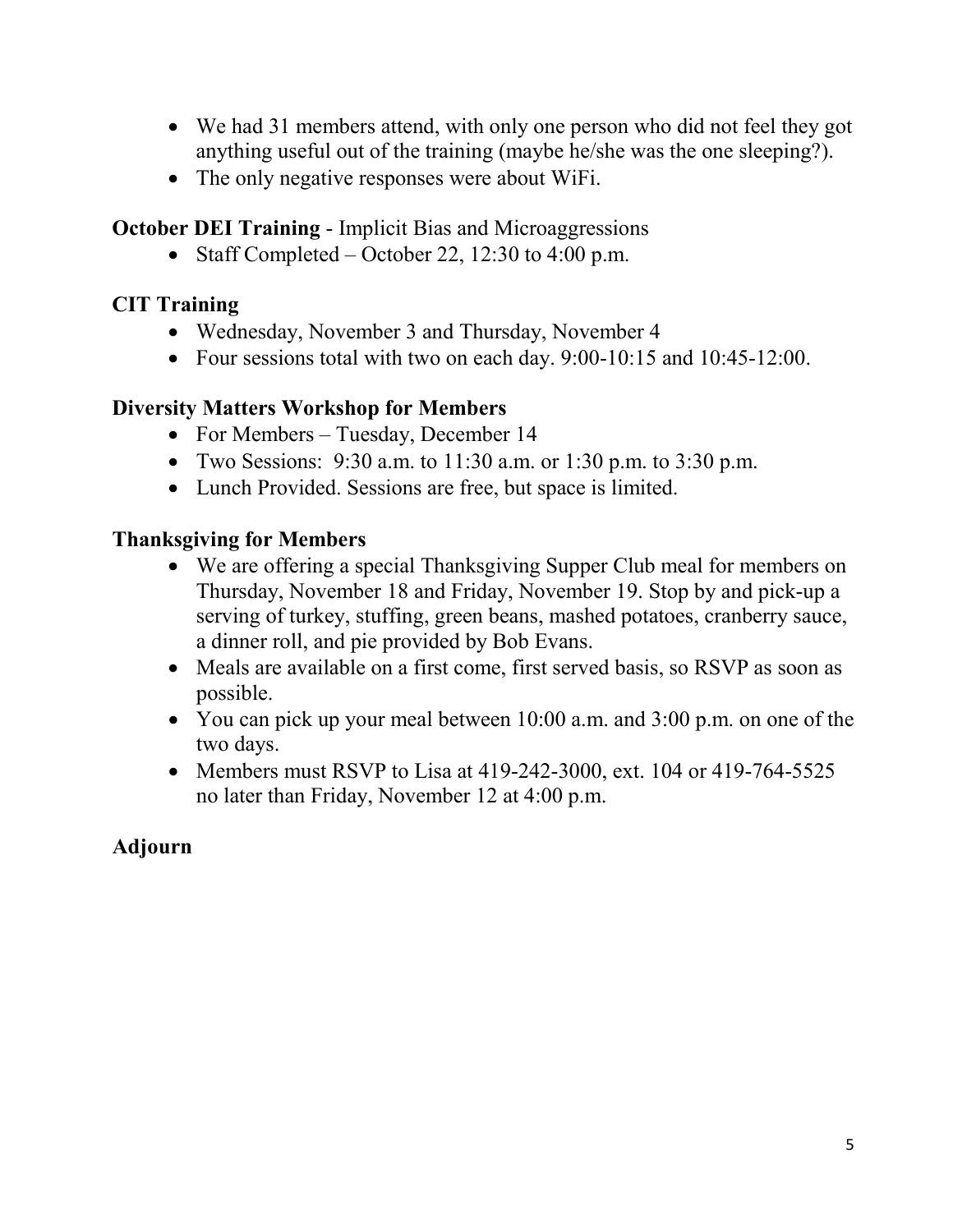- We had 31 members attend, with only one person who did not feel they got anything useful out of the training (maybe he/she was the one sleeping?).
- The only negative responses were about WiFi.

**October DEI Training** - Implicit Bias and Microaggressions

- Staff Completed – October 22, 12:30 to 4:00 p.m.

**CIT Training**

- Wednesday, November 3 and Thursday, November 4
- Four sessions total with two on each day. 9:00-10:15 and 10:45-12:00.

**Diversity Matters Workshop for Members**

- For Members – Tuesday, December 14
- Two Sessions: 9:30 a.m. to 11:30 a.m. or 1:30 p.m. to 3:30 p.m.
- Lunch Provided. Sessions are free, but space is limited.

**Thanksgiving for Members**

- We are offering a special Thanksgiving Supper Club meal for members on Thursday, November 18 and Friday, November 19. Stop by and pick-up a serving of turkey, stuffing, green beans, mashed potatoes, cranberry sauce, a dinner roll, and pie provided by Bob Evans.
- Meals are available on a first come, first served basis, so RSVP as soon as possible.
- You can pick up your meal between 10:00 a.m. and 3:00 p.m. on one of the two days.
- Members must RSVP to Lisa at 419-242-3000, ext. 104 or 419-764-5525 no later than Friday, November 12 at 4:00 p.m.

**Adjourn**